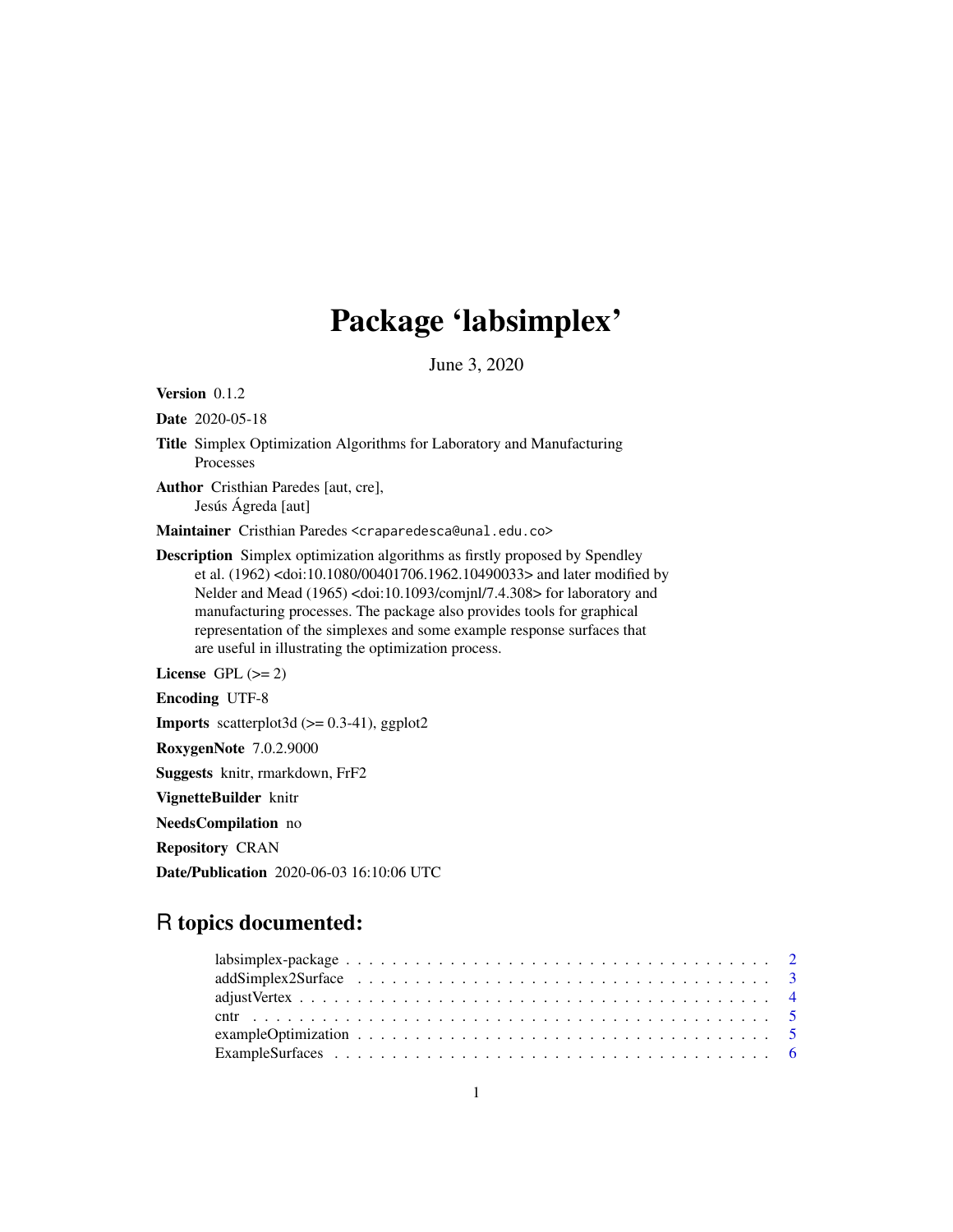# Package 'labsimplex'

June 3, 2020

**Version** 0.1.2

**Date** 2020-05-18

**Title** Simplex Optimization Algorithms for Laboratory and Manufacturing Processes

**Author** Cristhian Paredes [aut, cre], Jesús Ágreda [aut]

**Maintainer** Cristhian Paredes <craparedesca@unal.edu.co>

**Description** Simplex optimization algorithms as firstly proposed by Spendley et al. (1962) <doi:10.1080/00401706.1962.10490033> and later modified by Nelder and Mead (1965) <doi:10.1093/comjnl/7.4.308> for laboratory and manufacturing processes. The package also provides tools for graphical representation of the simplexes and some example response surfaces that are useful in illustrating the optimization process.

**License** GPL (>= 2)

**Encoding** UTF-8

**Imports** scatterplot3d (>= 0.3-41), ggplot2

**RoxygenNote** 7.0.2.9000

**Suggests** knitr, rmarkdown, FrF2

**VignetteBuilder** knitr

**NeedsCompilation** no

**Repository** CRAN

**Date/Publication** 2020-06-03 16:10:06 UTC

## R topics documented:

labsimplex-package . . . . . . . . . . . . . . . . . . . . . . . . . . . . . . . . . . . . 2
addSimplex2Surface . . . . . . . . . . . . . . . . . . . . . . . . . . . . . . . . . . . . 3
adjustVertex . . . . . . . . . . . . . . . . . . . . . . . . . . . . . . . . . . . . . . . . 4
cntr . . . . . . . . . . . . . . . . . . . . . . . . . . . . . . . . . . . . . . . . . . . . . 5
exampleOptimization . . . . . . . . . . . . . . . . . . . . . . . . . . . . . . . . . . . . 5
ExampleSurfaces . . . . . . . . . . . . . . . . . . . . . . . . . . . . . . . . . . . . . . 6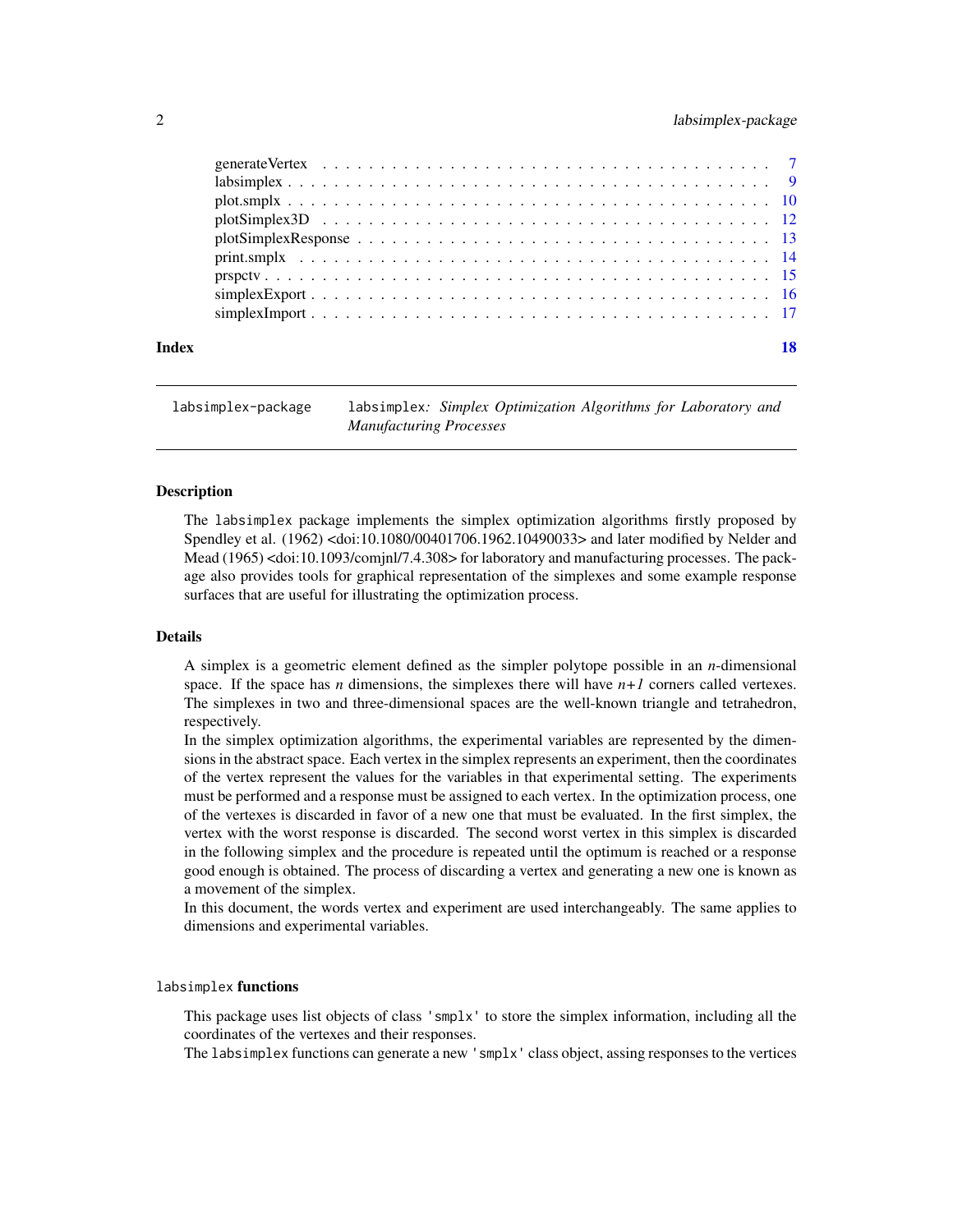generateVertex . . . . . . . . . . . . . . . . . . . . . . . . . . . . . . . . . . . . 7
labsimplex . . . . . . . . . . . . . . . . . . . . . . . . . . . . . . . . . . . . . . 9
plot.smplx . . . . . . . . . . . . . . . . . . . . . . . . . . . . . . . . . . . . . . 10
plotSimplex3D . . . . . . . . . . . . . . . . . . . . . . . . . . . . . . . . . . . . 12
plotSimplexResponse . . . . . . . . . . . . . . . . . . . . . . . . . . . . . . . . . 13
print.smplx . . . . . . . . . . . . . . . . . . . . . . . . . . . . . . . . . . . . . 14
prspctv . . . . . . . . . . . . . . . . . . . . . . . . . . . . . . . . . . . . . . . 15
simplexExport . . . . . . . . . . . . . . . . . . . . . . . . . . . . . . . . . . . . 16
simplexImport . . . . . . . . . . . . . . . . . . . . . . . . . . . . . . . . . . . . 17

**Index** **18**

---

`labsimplex-package` `labsimplex`*: Simplex Optimization Algorithms for Laboratory and Manufacturing Processes*

---

### Description

The `labsimplex` package implements the simplex optimization algorithms firstly proposed by Spendley et al. (1962) <doi:10.1080/00401706.1962.10490033> and later modified by Nelder and Mead (1965) <doi:10.1093/comjnl/7.4.308> for laboratory and manufacturing processes. The package also provides tools for graphical representation of the simplexes and some example response surfaces that are useful for illustrating the optimization process.

### Details

A simplex is a geometric element defined as the simpler polytope possible in an *n*-dimensional space. If the space has *n* dimensions, the simplexes there will have *n+1* corners called vertexes. The simplexes in two and three-dimensional spaces are the well-known triangle and tetrahedron, respectively.

In the simplex optimization algorithms, the experimental variables are represented by the dimensions in the abstract space. Each vertex in the simplex represents an experiment, then the coordinates of the vertex represent the values for the variables in that experimental setting. The experiments must be performed and a response must be assigned to each vertex. In the optimization process, one of the vertexes is discarded in favor of a new one that must be evaluated. In the first simplex, the vertex with the worst response is discarded. The second worst vertex in this simplex is discarded in the following simplex and the procedure is repeated until the optimum is reached or a response good enough is obtained. The process of discarding a vertex and generating a new one is known as a movement of the simplex.

In this document, the words vertex and experiment are used interchangeably. The same applies to dimensions and experimental variables.

### `labsimplex` functions

This package uses list objects of class `'smplx'` to store the simplex information, including all the coordinates of the vertexes and their responses.

The `labsimplex` functions can generate a new `'smplx'` class object, assing responses to the vertices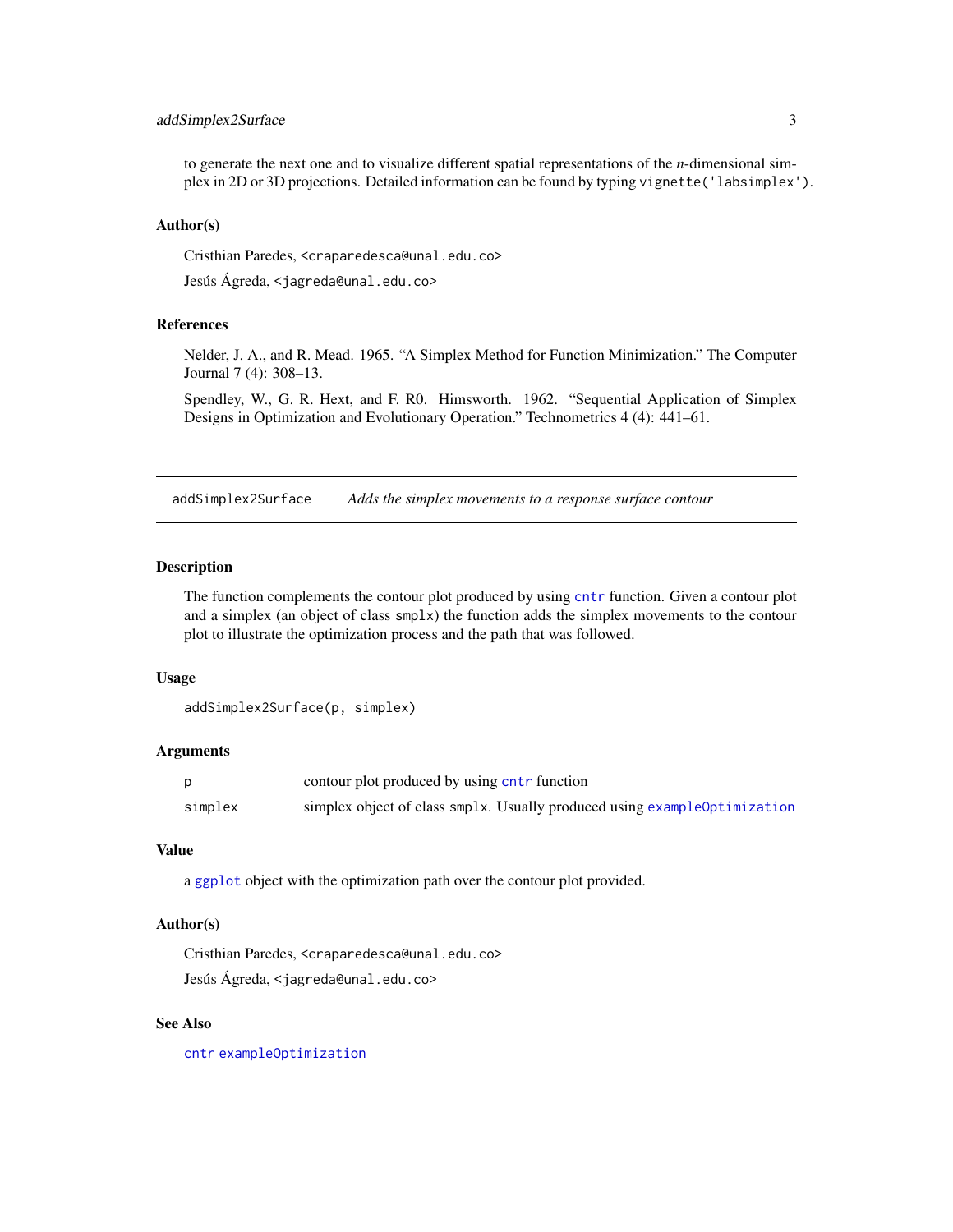to generate the next one and to visualize different spatial representations of the $n$-dimensional simplex in 2D or 3D projections. Detailed information can be found by typing `vignette('labsimplex')`.

### Author(s)

Cristhian Paredes, <craparedesca@unal.edu.co>

Jesús Ágreda, <jagreda@unal.edu.co>

### References

Nelder, J. A., and R. Mead. 1965. "A Simplex Method for Function Minimization." The Computer Journal 7 (4): 308–13.

Spendley, W., G. R. Hext, and F. R0. Himsworth. 1962. "Sequential Application of Simplex Designs in Optimization and Evolutionary Operation." Technometrics 4 (4): 441–61.

---

## addSimplex2Surface — *Adds the simplex movements to a response surface contour*

---

### Description

The function complements the contour plot produced by using `cntr` function. Given a contour plot and a simplex (an object of class `smplx`) the function adds the simplex movements to the contour plot to illustrate the optimization process and the path that was followed.

### Usage

```
addSimplex2Surface(p, simplex)
```

### Arguments

| | |
|---|---|
| p | contour plot produced by using `cntr` function |
| simplex | simplex object of class `smplx`. Usually produced using `exampleOptimization` |

### Value

a `ggplot` object with the optimization path over the contour plot provided.

### Author(s)

Cristhian Paredes, <craparedesca@unal.edu.co>

Jesús Ágreda, <jagreda@unal.edu.co>

### See Also

`cntr` `exampleOptimization`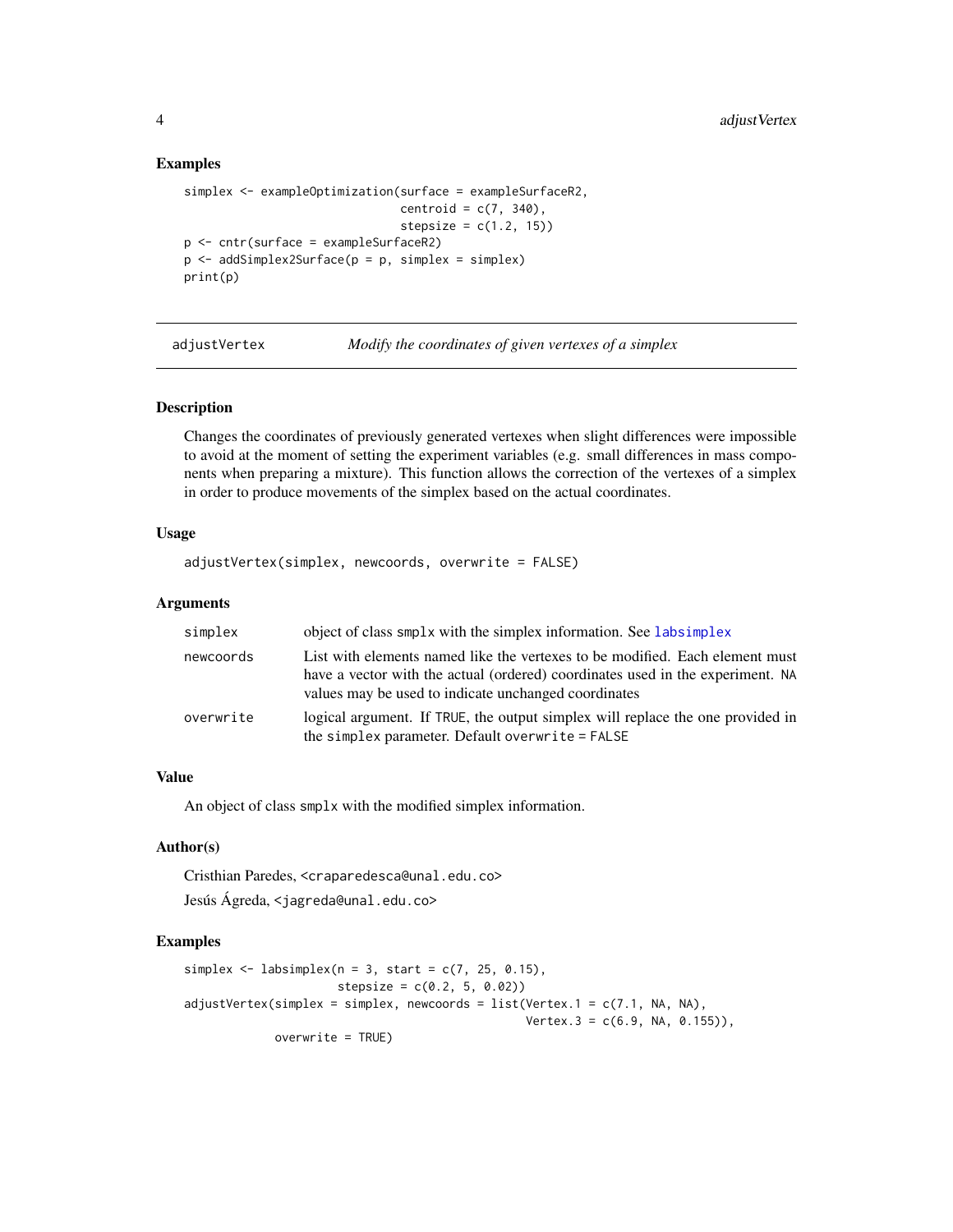### Examples

```
simplex <- exampleOptimization(surface = exampleSurfaceR2,
                               centroid = c(7, 340),
                               stepsize = c(1.2, 15))
p <- cntr(surface = exampleSurfaceR2)
p <- addSimplex2Surface(p = p, simplex = simplex)
print(p)
```

---

## adjustVertex — *Modify the coordinates of given vertexes of a simplex*

### Description

Changes the coordinates of previously generated vertexes when slight differences were impossible to avoid at the moment of setting the experiment variables (e.g. small differences in mass components when preparing a mixture). This function allows the correction of the vertexes of a simplex in order to produce movements of the simplex based on the actual coordinates.

### Usage

```
adjustVertex(simplex, newcoords, overwrite = FALSE)
```

### Arguments

| | |
|---|---|
| `simplex` | object of class `smplx` with the simplex information. See `labsimplex` |
| `newcoords` | List with elements named like the vertexes to be modified. Each element must have a vector with the actual (ordered) coordinates used in the experiment. `NA` values may be used to indicate unchanged coordinates |
| `overwrite` | logical argument. If `TRUE`, the output simplex will replace the one provided in the `simplex` parameter. Default `overwrite = FALSE` |

### Value

An object of class `smplx` with the modified simplex information.

### Author(s)

Cristhian Paredes, <craparedesca@unal.edu.co>

Jesús Ágreda, <jagreda@unal.edu.co>

### Examples

```
simplex <- labsimplex(n = 3, start = c(7, 25, 0.15),
                      stepsize = c(0.2, 5, 0.02))
adjustVertex(simplex = simplex, newcoords = list(Vertex.1 = c(7.1, NA, NA),
                                                  Vertex.3 = c(6.9, NA, 0.155)),
             overwrite = TRUE)
```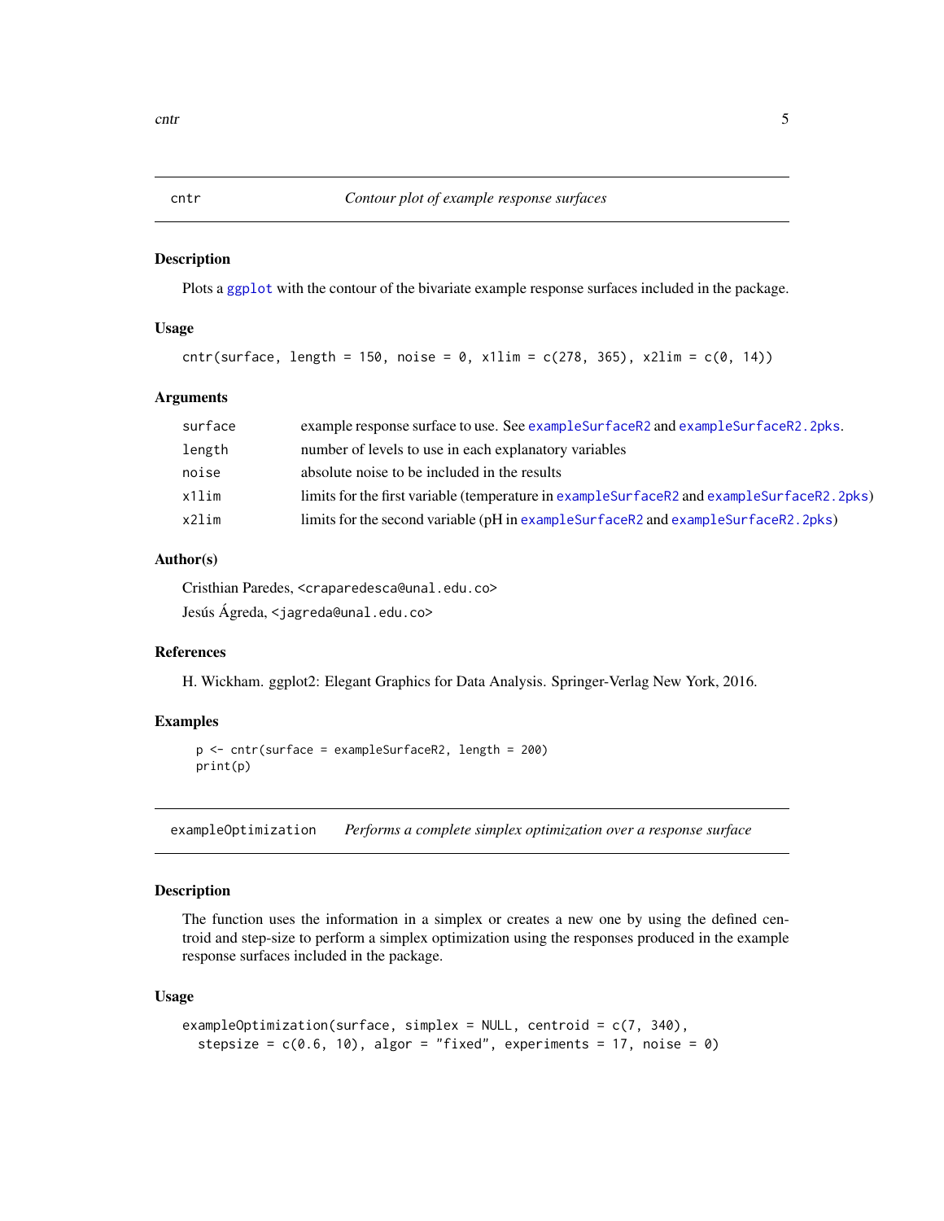## cntr — *Contour plot of example response surfaces*

### Description

Plots a ggplot with the contour of the bivariate example response surfaces included in the package.

### Usage

```
cntr(surface, length = 150, noise = 0, x1lim = c(278, 365), x2lim = c(0, 14))
```

### Arguments

| | |
|---|---|
| surface | example response surface to use. See exampleSurfaceR2 and exampleSurfaceR2.2pks. |
| length | number of levels to use in each explanatory variables |
| noise | absolute noise to be included in the results |
| x1lim | limits for the first variable (temperature in exampleSurfaceR2 and exampleSurfaceR2.2pks) |
| x2lim | limits for the second variable (pH in exampleSurfaceR2 and exampleSurfaceR2.2pks) |

### Author(s)

Cristhian Paredes, <craparedesca@unal.edu.co>

Jesús Ágreda, <jagreda@unal.edu.co>

### References

H. Wickham. ggplot2: Elegant Graphics for Data Analysis. Springer-Verlag New York, 2016.

### Examples

```
p <- cntr(surface = exampleSurfaceR2, length = 200)
print(p)
```

## exampleOptimization — *Performs a complete simplex optimization over a response surface*

### Description

The function uses the information in a simplex or creates a new one by using the defined centroid and step-size to perform a simplex optimization using the responses produced in the example response surfaces included in the package.

### Usage

```
exampleOptimization(surface, simplex = NULL, centroid = c(7, 340),
  stepsize = c(0.6, 10), algor = "fixed", experiments = 17, noise = 0)
```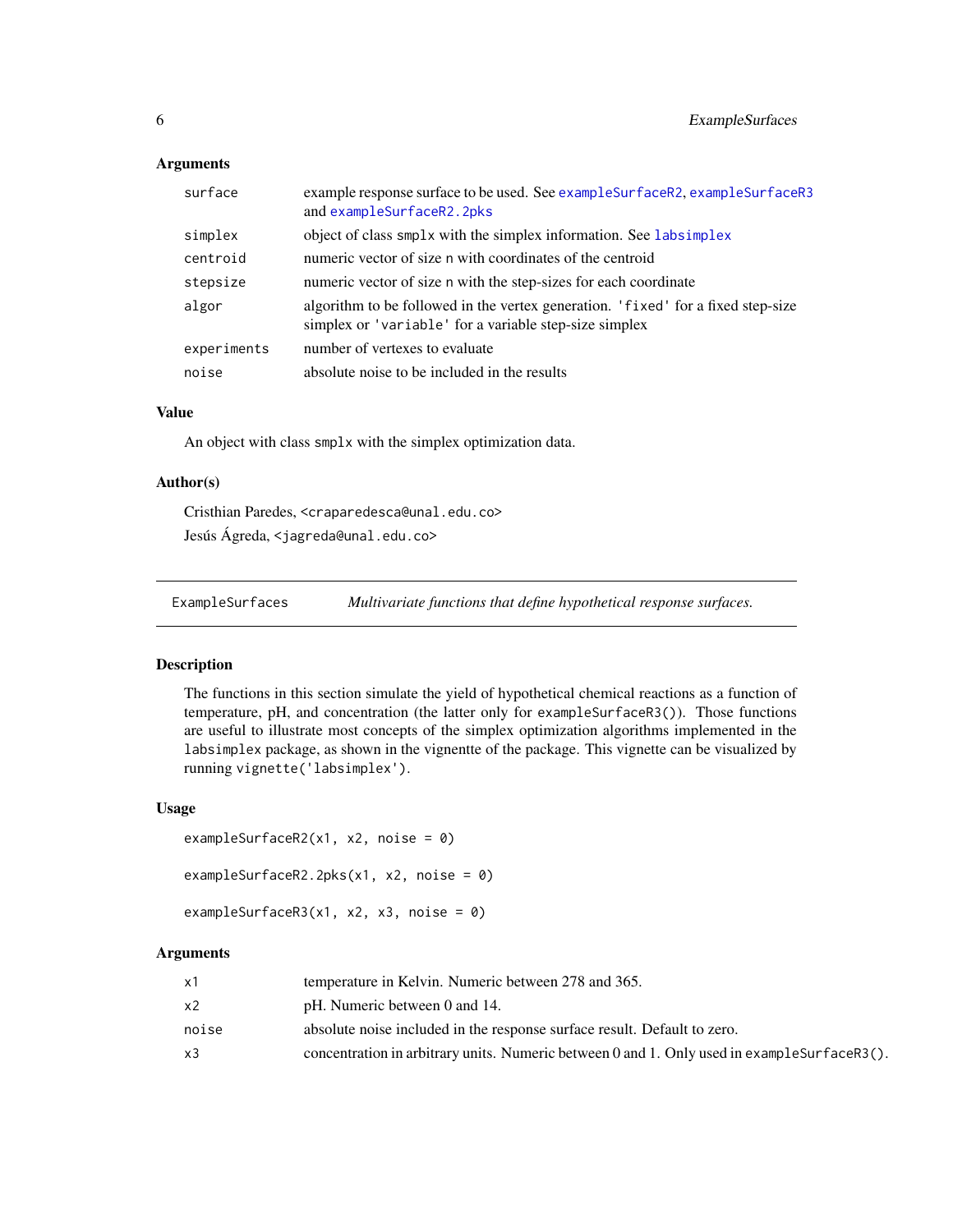### Arguments

| | |
|---|---|
| `surface` | example response surface to be used. See `exampleSurfaceR2`, `exampleSurfaceR3` and `exampleSurfaceR2.2pks` |
| `simplex` | object of class `smplx` with the simplex information. See `labsimplex` |
| `centroid` | numeric vector of size `n` with coordinates of the centroid |
| `stepsize` | numeric vector of size `n` with the step-sizes for each coordinate |
| `algor` | algorithm to be followed in the vertex generation. `'fixed'` for a fixed step-size simplex or `'variable'` for a variable step-size simplex |
| `experiments` | number of vertexes to evaluate |
| `noise` | absolute noise to be included in the results |

### Value

An object with class `smplx` with the simplex optimization data.

### Author(s)

Cristhian Paredes, <craparedesca@unal.edu.co>
Jesús Ágreda, <jagreda@unal.edu.co>

---

## ExampleSurfaces — *Multivariate functions that define hypothetical response surfaces.*

### Description

The functions in this section simulate the yield of hypothetical chemical reactions as a function of temperature, pH, and concentration (the latter only for `exampleSurfaceR3()`). Those functions are useful to illustrate most concepts of the simplex optimization algorithms implemented in the `labsimplex` package, as shown in the vignentte of the package. This vignette can be visualized by running `vignette('labsimplex')`.

### Usage

```
exampleSurfaceR2(x1, x2, noise = 0)

exampleSurfaceR2.2pks(x1, x2, noise = 0)

exampleSurfaceR3(x1, x2, x3, noise = 0)
```

### Arguments

| | |
|---|---|
| `x1` | temperature in Kelvin. Numeric between 278 and 365. |
| `x2` | pH. Numeric between 0 and 14. |
| `noise` | absolute noise included in the response surface result. Default to zero. |
| `x3` | concentration in arbitrary units. Numeric between 0 and 1. Only used in `exampleSurfaceR3()`. |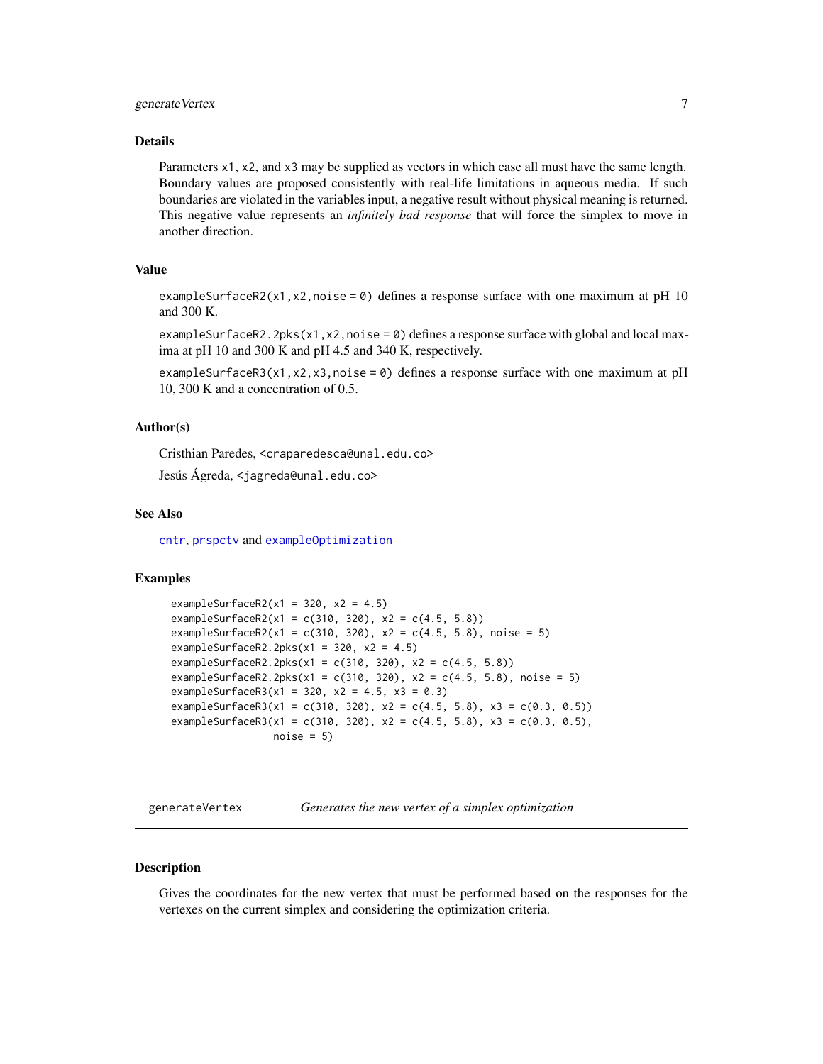### Details

Parameters `x1`, `x2`, and `x3` may be supplied as vectors in which case all must have the same length. Boundary values are proposed consistently with real-life limitations in aqueous media. If such boundaries are violated in the variables input, a negative result without physical meaning is returned. This negative value represents an *infinitely bad response* that will force the simplex to move in another direction.

### Value

`exampleSurfaceR2(x1,x2,noise = 0)` defines a response surface with one maximum at pH 10 and 300 K.

`exampleSurfaceR2.2pks(x1,x2,noise = 0)` defines a response surface with global and local maxima at pH 10 and 300 K and pH 4.5 and 340 K, respectively.

`exampleSurfaceR3(x1,x2,x3,noise = 0)` defines a response surface with one maximum at pH 10, 300 K and a concentration of 0.5.

### Author(s)

Cristhian Paredes, <craparedesca@unal.edu.co>

Jesús Ágreda, <jagreda@unal.edu.co>

### See Also

`cntr`, `prspctv` and `exampleOptimization`

### Examples

```
exampleSurfaceR2(x1 = 320, x2 = 4.5)
exampleSurfaceR2(x1 = c(310, 320), x2 = c(4.5, 5.8))
exampleSurfaceR2(x1 = c(310, 320), x2 = c(4.5, 5.8), noise = 5)
exampleSurfaceR2.2pks(x1 = 320, x2 = 4.5)
exampleSurfaceR2.2pks(x1 = c(310, 320), x2 = c(4.5, 5.8))
exampleSurfaceR2.2pks(x1 = c(310, 320), x2 = c(4.5, 5.8), noise = 5)
exampleSurfaceR3(x1 = 320, x2 = 4.5, x3 = 0.3)
exampleSurfaceR3(x1 = c(310, 320), x2 = c(4.5, 5.8), x3 = c(0.3, 0.5))
exampleSurfaceR3(x1 = c(310, 320), x2 = c(4.5, 5.8), x3 = c(0.3, 0.5),
                 noise = 5)
```

---

## generateVertex — *Generates the new vertex of a simplex optimization*

### Description

Gives the coordinates for the new vertex that must be performed based on the responses for the vertexes on the current simplex and considering the optimization criteria.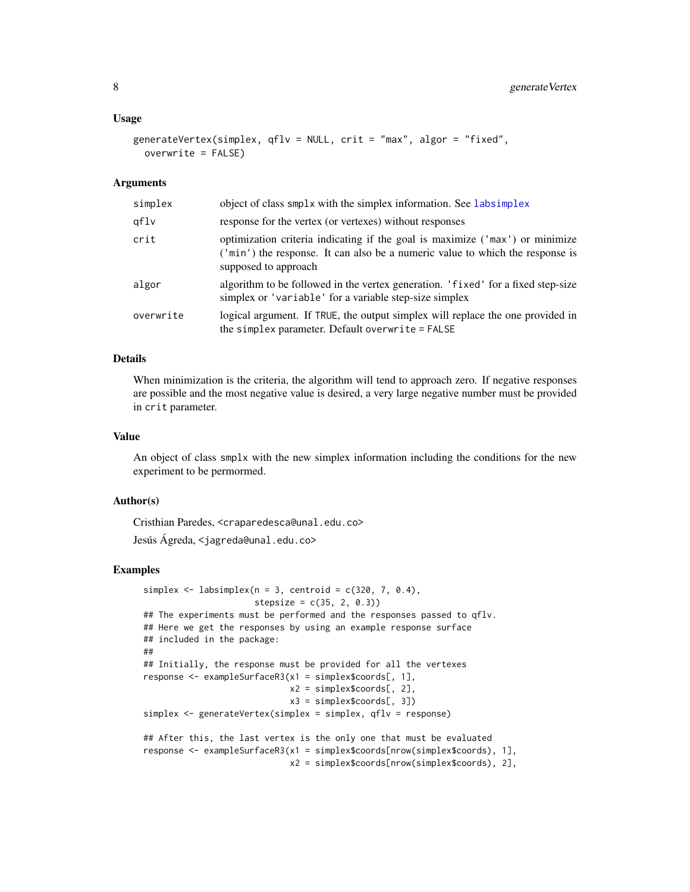### Usage

```
generateVertex(simplex, qflv = NULL, crit = "max", algor = "fixed",
  overwrite = FALSE)
```

### Arguments

| | |
|---|---|
| `simplex` | object of class `smplx` with the simplex information. See `labsimplex` |
| `qflv` | response for the vertex (or vertexes) without responses |
| `crit` | optimization criteria indicating if the goal is maximize (`'max'`) or minimize (`'min'`) the response. It can also be a numeric value to which the response is supposed to approach |
| `algor` | algorithm to be followed in the vertex generation. `'fixed'` for a fixed step-size simplex or `'variable'` for a variable step-size simplex |
| `overwrite` | logical argument. If `TRUE`, the output simplex will replace the one provided in the `simplex` parameter. Default `overwrite = FALSE` |

### Details

When minimization is the criteria, the algorithm will tend to approach zero. If negative responses are possible and the most negative value is desired, a very large negative number must be provided in `crit` parameter.

### Value

An object of class `smplx` with the new simplex information including the conditions for the new experiment to be permormed.

### Author(s)

Cristhian Paredes, <craparedesca@unal.edu.co>

Jesús Ágreda, <jagreda@unal.edu.co>

### Examples

```
simplex <- labsimplex(n = 3, centroid = c(320, 7, 0.4),
                      stepsize = c(35, 2, 0.3))
## The experiments must be performed and the responses passed to qflv.
## Here we get the responses by using an example response surface
## included in the package:
##
## Initially, the response must be provided for all the vertexes
response <- exampleSurfaceR3(x1 = simplex$coords[, 1],
                             x2 = simplex$coords[, 2],
                             x3 = simplex$coords[, 3])
simplex <- generateVertex(simplex = simplex, qflv = response)

## After this, the last vertex is the only one that must be evaluated
response <- exampleSurfaceR3(x1 = simplex$coords[nrow(simplex$coords), 1],
                             x2 = simplex$coords[nrow(simplex$coords), 2],
```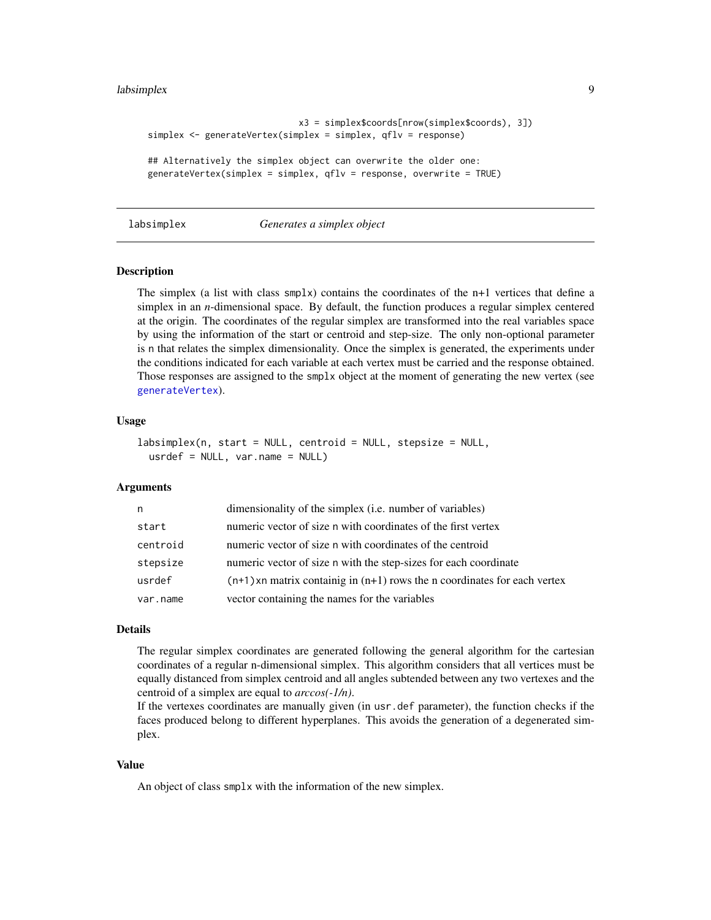```
                                x3 = simplex$coords[nrow(simplex$coords), 3])
simplex <- generateVertex(simplex = simplex, qflv = response)

## Alternatively the simplex object can overwrite the older one:
generateVertex(simplex = simplex, qflv = response, overwrite = TRUE)
```

---

## labsimplex — *Generates a simplex object*

### Description

The simplex (a list with class `smplx`) contains the coordinates of the n+1 vertices that define a simplex in an *n*-dimensional space. By default, the function produces a regular simplex centered at the origin. The coordinates of the regular simplex are transformed into the real variables space by using the information of the start or centroid and step-size. The only non-optional parameter is `n` that relates the simplex dimensionality. Once the simplex is generated, the experiments under the conditions indicated for each variable at each vertex must be carried and the response obtained. Those responses are assigned to the `smplx` object at the moment of generating the new vertex (see `generateVertex`).

### Usage

```
labsimplex(n, start = NULL, centroid = NULL, stepsize = NULL,
  usrdef = NULL, var.name = NULL)
```

### Arguments

| | |
|---|---|
| `n` | dimensionality of the simplex (i.e. number of variables) |
| `start` | numeric vector of size `n` with coordinates of the first vertex |
| `centroid` | numeric vector of size `n` with coordinates of the centroid |
| `stepsize` | numeric vector of size `n` with the step-sizes for each coordinate |
| `usrdef` | `(n+1)xn` matrix containig in (n+1) rows the n coordinates for each vertex |
| `var.name` | vector containing the names for the variables |

### Details

The regular simplex coordinates are generated following the general algorithm for the cartesian coordinates of a regular n-dimensional simplex. This algorithm considers that all vertices must be equally distanced from simplex centroid and all angles subtended between any two vertexes and the centroid of a simplex are equal to *arccos(-1/n)*.
If the vertexes coordinates are manually given (in `usr.def` parameter), the function checks if the faces produced belong to different hyperplanes. This avoids the generation of a degenerated simplex.

### Value

An object of class `smplx` with the information of the new simplex.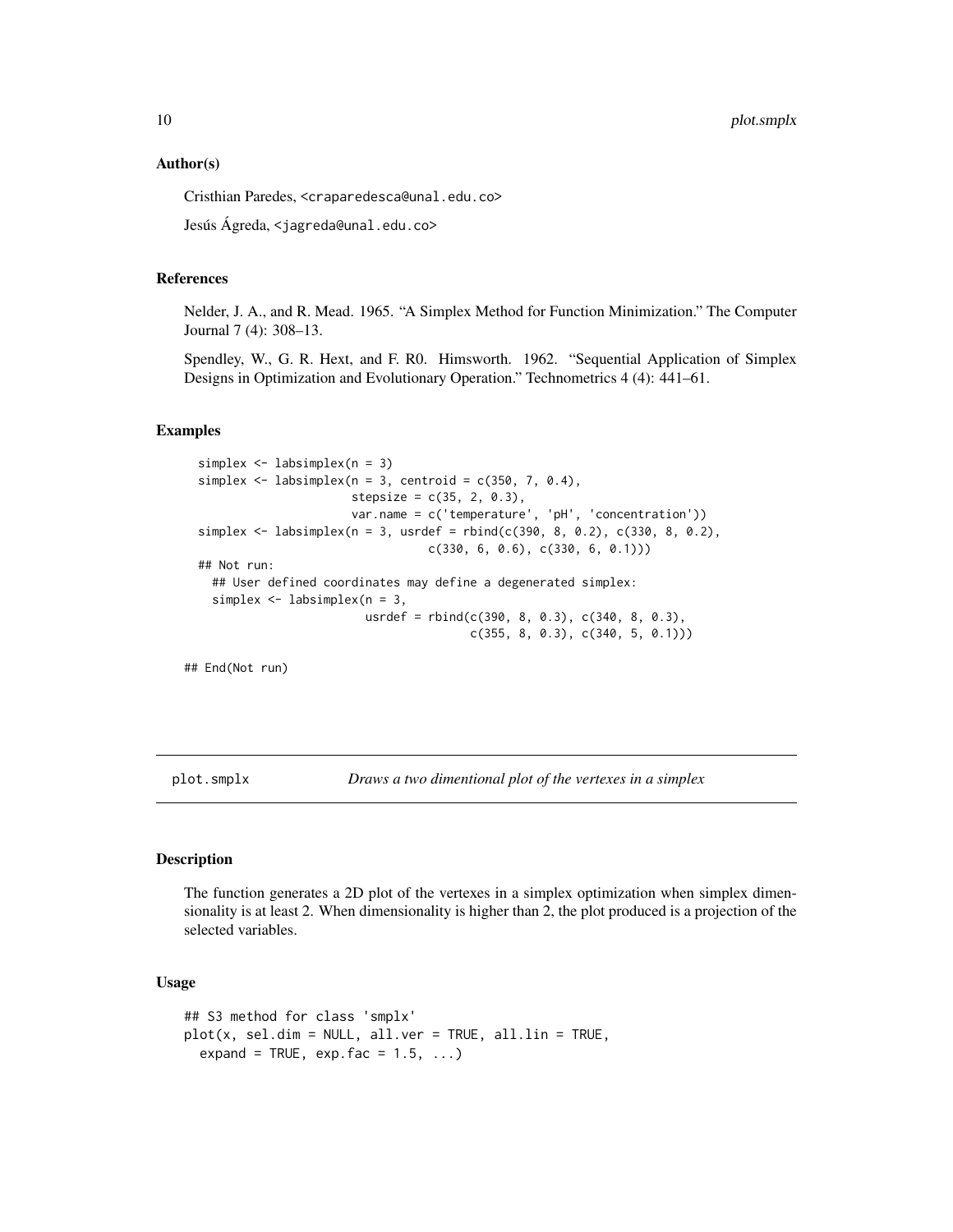### Author(s)

Cristhian Paredes, <craparedesca@unal.edu.co>

Jesús Ágreda, <jagreda@unal.edu.co>

### References

Nelder, J. A., and R. Mead. 1965. "A Simplex Method for Function Minimization." The Computer Journal 7 (4): 308–13.

Spendley, W., G. R. Hext, and F. R0. Himsworth. 1962. "Sequential Application of Simplex Designs in Optimization and Evolutionary Operation." Technometrics 4 (4): 441–61.

### Examples

```
  simplex <- labsimplex(n = 3)
  simplex <- labsimplex(n = 3, centroid = c(350, 7, 0.4),
                        stepsize = c(35, 2, 0.3),
                        var.name = c('temperature', 'pH', 'concentration'))
  simplex <- labsimplex(n = 3, usrdef = rbind(c(390, 8, 0.2), c(330, 8, 0.2),
                                    c(330, 6, 0.6), c(330, 6, 0.1)))
  ## Not run:
    ## User defined coordinates may define a degenerated simplex:
    simplex <- labsimplex(n = 3,
                          usrdef = rbind(c(390, 8, 0.3), c(340, 8, 0.3),
                                         c(355, 8, 0.3), c(340, 5, 0.1)))

## End(Not run)
```

---

plot.smplx — *Draws a two dimentional plot of the vertexes in a simplex*

---

### Description

The function generates a 2D plot of the vertexes in a simplex optimization when simplex dimensionality is at least 2. When dimensionality is higher than 2, the plot produced is a projection of the selected variables.

### Usage

```
## S3 method for class 'smplx'
plot(x, sel.dim = NULL, all.ver = TRUE, all.lin = TRUE,
  expand = TRUE, exp.fac = 1.5, ...)
```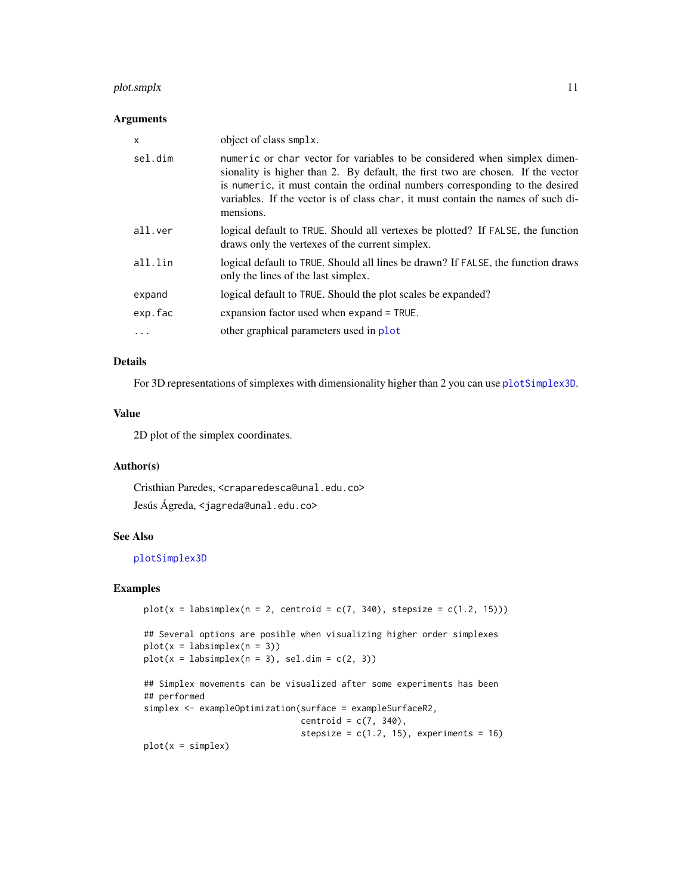### Arguments

| | |
|---|---|
| `x` | object of class `smplx`. |
| `sel.dim` | `numeric` or `char` vector for variables to be considered when simplex dimensionality is higher than 2. By default, the first two are chosen. If the vector is `numeric`, it must contain the ordinal numbers corresponding to the desired variables. If the vector is of class `char`, it must contain the names of such dimensions. |
| `all.ver` | logical default to `TRUE`. Should all vertexes be plotted? If `FALSE`, the function draws only the vertexes of the current simplex. |
| `all.lin` | logical default to `TRUE`. Should all lines be drawn? If `FALSE`, the function draws only the lines of the last simplex. |
| `expand` | logical default to `TRUE`. Should the plot scales be expanded? |
| `exp.fac` | expansion factor used when `expand = TRUE`. |
| `...` | other graphical parameters used in `plot` |

### Details

For 3D representations of simplexes with dimensionality higher than 2 you can use `plotSimplex3D`.

### Value

2D plot of the simplex coordinates.

### Author(s)

Cristhian Paredes, <craparedesca@unal.edu.co>

Jesús Ágreda, <jagreda@unal.edu.co>

### See Also

`plotSimplex3D`

### Examples

```
plot(x = labsimplex(n = 2, centroid = c(7, 340), stepsize = c(1.2, 15)))

## Several options are posible when visualizing higher order simplexes
plot(x = labsimplex(n = 3))
plot(x = labsimplex(n = 3), sel.dim = c(2, 3))

## Simplex movements can be visualized after some experiments has been
## performed
simplex <- exampleOptimization(surface = exampleSurfaceR2,
                               centroid = c(7, 340),
                               stepsize = c(1.2, 15), experiments = 16)
plot(x = simplex)
```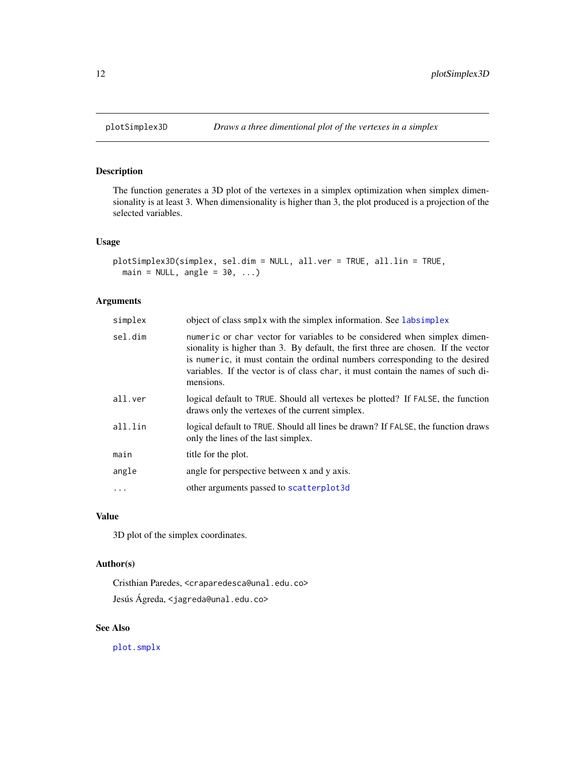# plotSimplex3D — *Draws a three dimentional plot of the vertexes in a simplex*

## Description

The function generates a 3D plot of the vertexes in a simplex optimization when simplex dimensionality is at least 3. When dimensionality is higher than 3, the plot produced is a projection of the selected variables.

## Usage

```
plotSimplex3D(simplex, sel.dim = NULL, all.ver = TRUE, all.lin = TRUE,
  main = NULL, angle = 30, ...)
```

## Arguments

| | |
|---|---|
| `simplex` | object of class `smplx` with the simplex information. See `labsimplex` |
| `sel.dim` | `numeric` or `char` vector for variables to be considered when simplex dimensionality is higher than 3. By default, the first three are chosen. If the vector is `numeric`, it must contain the ordinal numbers corresponding to the desired variables. If the vector is of class `char`, it must contain the names of such dimensions. |
| `all.ver` | logical default to `TRUE`. Should all vertexes be plotted? If `FALSE`, the function draws only the vertexes of the current simplex. |
| `all.lin` | logical default to `TRUE`. Should all lines be drawn? If `FALSE`, the function draws only the lines of the last simplex. |
| `main` | title for the plot. |
| `angle` | angle for perspective between x and y axis. |
| `...` | other arguments passed to `scatterplot3d` |

## Value

3D plot of the simplex coordinates.

## Author(s)

Cristhian Paredes, <craparedesca@unal.edu.co>

Jesús Ágreda, <jagreda@unal.edu.co>

## See Also

`plot.smplx`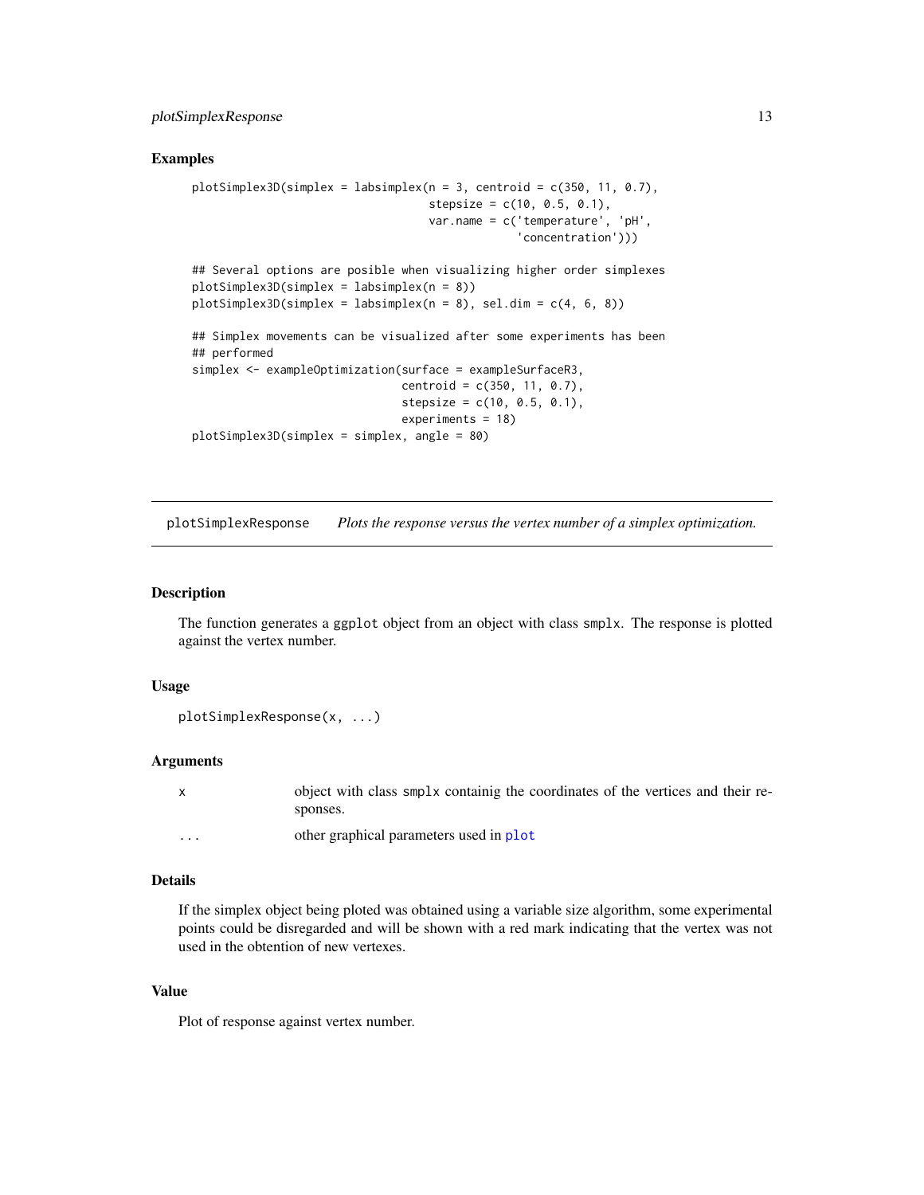## Examples

```
plotSimplex3D(simplex = labsimplex(n = 3, centroid = c(350, 11, 0.7),
                                   stepsize = c(10, 0.5, 0.1),
                                   var.name = c('temperature', 'pH',
                                                'concentration')))

## Several options are posible when visualizing higher order simplexes
plotSimplex3D(simplex = labsimplex(n = 8))
plotSimplex3D(simplex = labsimplex(n = 8), sel.dim = c(4, 6, 8))

## Simplex movements can be visualized after some experiments has been
## performed
simplex <- exampleOptimization(surface = exampleSurfaceR3,
                               centroid = c(350, 11, 0.7),
                               stepsize = c(10, 0.5, 0.1),
                               experiments = 18)
plotSimplex3D(simplex = simplex, angle = 80)
```

---

# plotSimplexResponse — *Plots the response versus the vertex number of a simplex optimization.*

---

## Description

The function generates a ggplot object from an object with class smplx. The response is plotted against the vertex number.

## Usage

```
plotSimplexResponse(x, ...)
```

## Arguments

| | |
|---|---|
| x | object with class smplx containig the coordinates of the vertices and their responses. |
| ... | other graphical parameters used in plot |

## Details

If the simplex object being ploted was obtained using a variable size algorithm, some experimental points could be disregarded and will be shown with a red mark indicating that the vertex was not used in the obtention of new vertexes.

## Value

Plot of response against vertex number.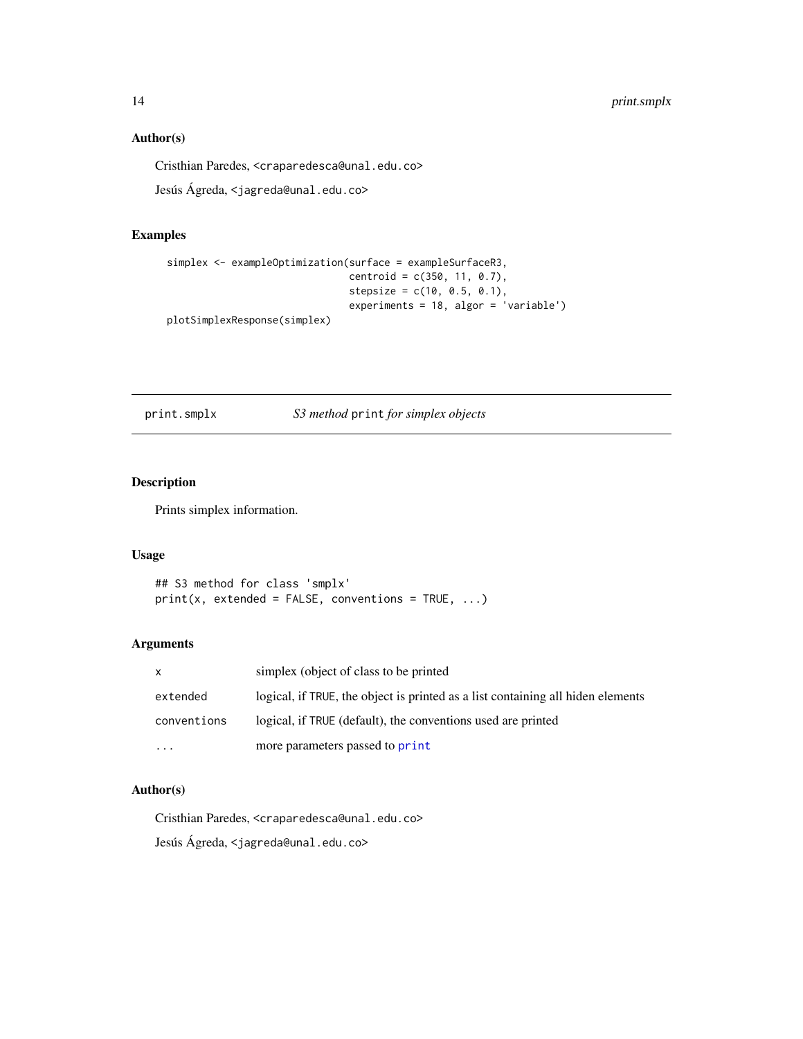### Author(s)

Cristhian Paredes, <craparedesca@unal.edu.co>

Jesús Ágreda, <jagreda@unal.edu.co>

### Examples

```
simplex <- exampleOptimization(surface = exampleSurfaceR3,
                               centroid = c(350, 11, 0.7),
                               stepsize = c(10, 0.5, 0.1),
                               experiments = 18, algor = 'variable')
plotSimplexResponse(simplex)
```

---

## print.smplx — *S3 method* `print` *for simplex objects*

---

### Description

Prints simplex information.

### Usage

```
## S3 method for class 'smplx'
print(x, extended = FALSE, conventions = TRUE, ...)
```

### Arguments

| | |
|---|---|
| `x` | simplex (object of class to be printed |
| `extended` | logical, if `TRUE`, the object is printed as a list containing all hiden elements |
| `conventions` | logical, if `TRUE` (default), the conventions used are printed |
| `...` | more parameters passed to `print` |

### Author(s)

Cristhian Paredes, <craparedesca@unal.edu.co>

Jesús Ágreda, <jagreda@unal.edu.co>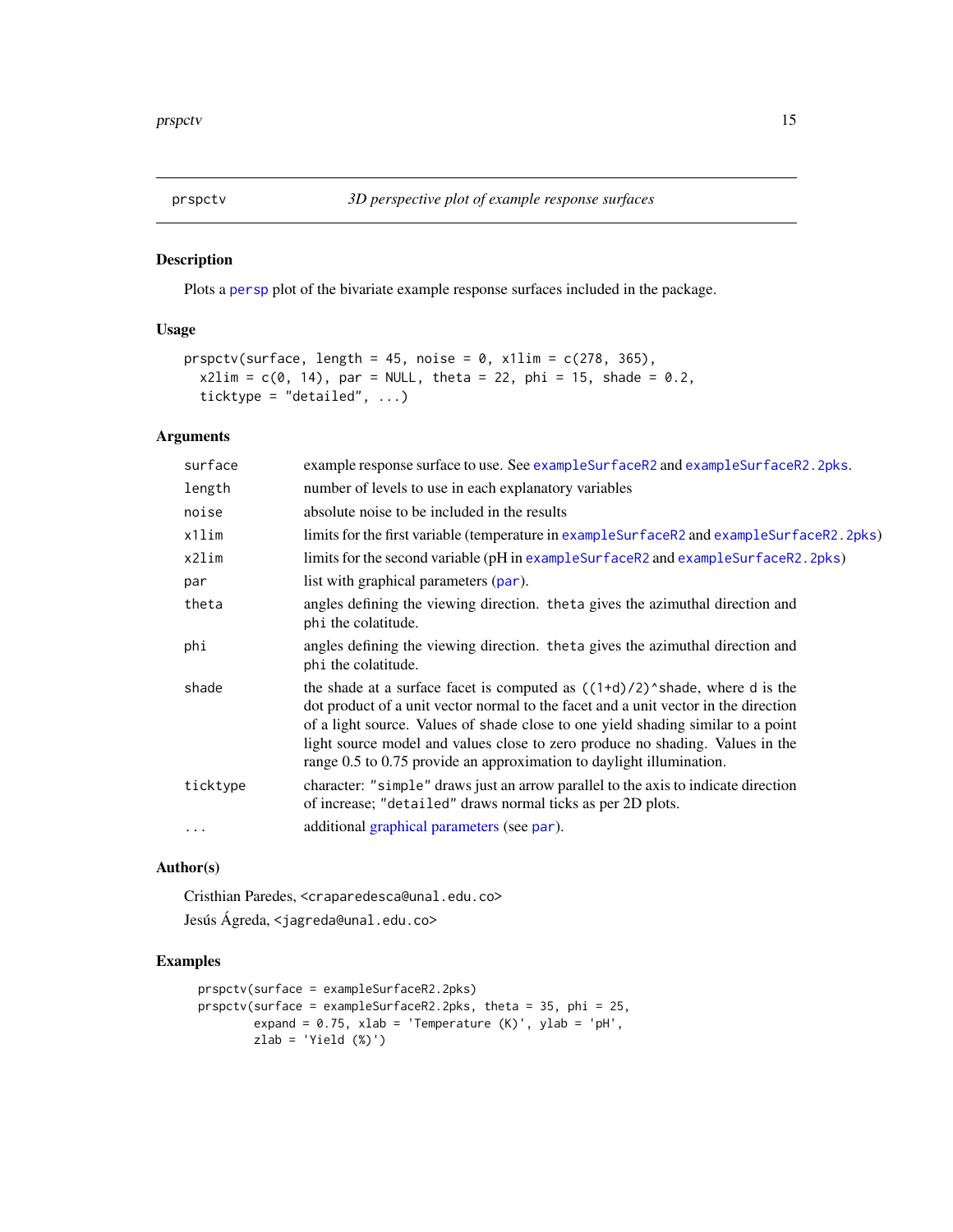# prspctv — *3D perspective plot of example response surfaces*

## Description

Plots a persp plot of the bivariate example response surfaces included in the package.

## Usage

```
prspctv(surface, length = 45, noise = 0, x1lim = c(278, 365),
  x2lim = c(0, 14), par = NULL, theta = 22, phi = 15, shade = 0.2,
  ticktype = "detailed", ...)
```

## Arguments

| | |
|---|---|
| `surface` | example response surface to use. See exampleSurfaceR2 and exampleSurfaceR2.2pks. |
| `length` | number of levels to use in each explanatory variables |
| `noise` | absolute noise to be included in the results |
| `x1lim` | limits for the first variable (temperature in exampleSurfaceR2 and exampleSurfaceR2.2pks) |
| `x2lim` | limits for the second variable (pH in exampleSurfaceR2 and exampleSurfaceR2.2pks) |
| `par` | list with graphical parameters (par). |
| `theta` | angles defining the viewing direction. `theta` gives the azimuthal direction and `phi` the colatitude. |
| `phi` | angles defining the viewing direction. `theta` gives the azimuthal direction and `phi` the colatitude. |
| `shade` | the shade at a surface facet is computed as `((1+d)/2)^shade`, where `d` is the dot product of a unit vector normal to the facet and a unit vector in the direction of a light source. Values of shade close to one yield shading similar to a point light source model and values close to zero produce no shading. Values in the range 0.5 to 0.75 provide an approximation to daylight illumination. |
| `ticktype` | character: `"simple"` draws just an arrow parallel to the axis to indicate direction of increase; `"detailed"` draws normal ticks as per 2D plots. |
| `...` | additional graphical parameters (see par). |

## Author(s)

Cristhian Paredes, <craparedesca@unal.edu.co>

Jesús Ágreda, <jagreda@unal.edu.co>

## Examples

```
prspctv(surface = exampleSurfaceR2.2pks)
prspctv(surface = exampleSurfaceR2.2pks, theta = 35, phi = 25,
        expand = 0.75, xlab = 'Temperature (K)', ylab = 'pH',
        zlab = 'Yield (%)')
```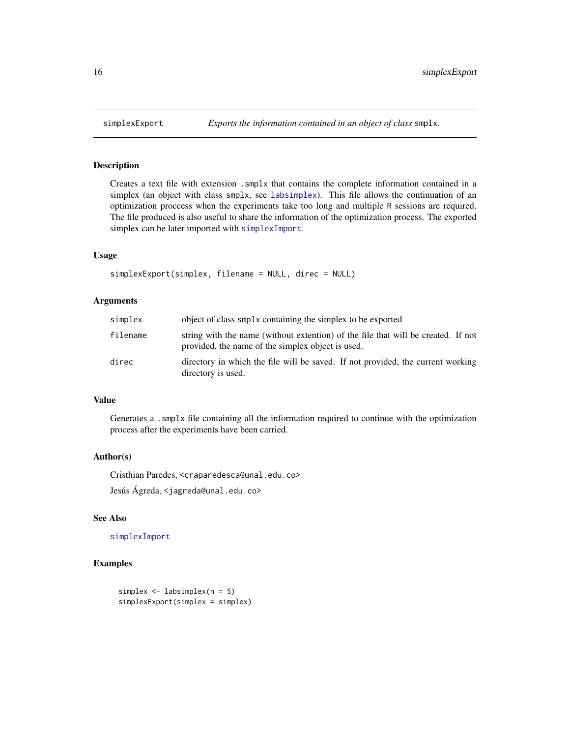## simplexExport — *Exports the information contained in an object of class* `smplx`*.*

### Description

Creates a text file with extension `.smplx` that contains the complete information contained in a simplex (an object with class `smplx`, see `labsimplex`). This file allows the continuation of an optimization proccess when the experiments take too long and multiple `R` sessions are required. The file produced is also useful to share the information of the optimization process. The exported simplex can be later imported with `simplexImport`.

### Usage

```
simplexExport(simplex, filename = NULL, direc = NULL)
```

### Arguments

| | |
|---|---|
| `simplex` | object of class `smplx` containing the simplex to be exported |
| `filename` | string with the name (without extention) of the file that will be created. If not provided, the name of the simplex object is used. |
| `direc` | directory in which the file will be saved. If not provided, the current working directory is used. |

### Value

Generates a `.smplx` file containing all the information required to continue with the optimization process after the experiments have been carried.

### Author(s)

Cristhian Paredes, <`craparedesca@unal.edu.co`>

Jesús Ágreda, <`jagreda@unal.edu.co`>

### See Also

`simplexImport`

### Examples

```
simplex <- labsimplex(n = 5)
simplexExport(simplex = simplex)
```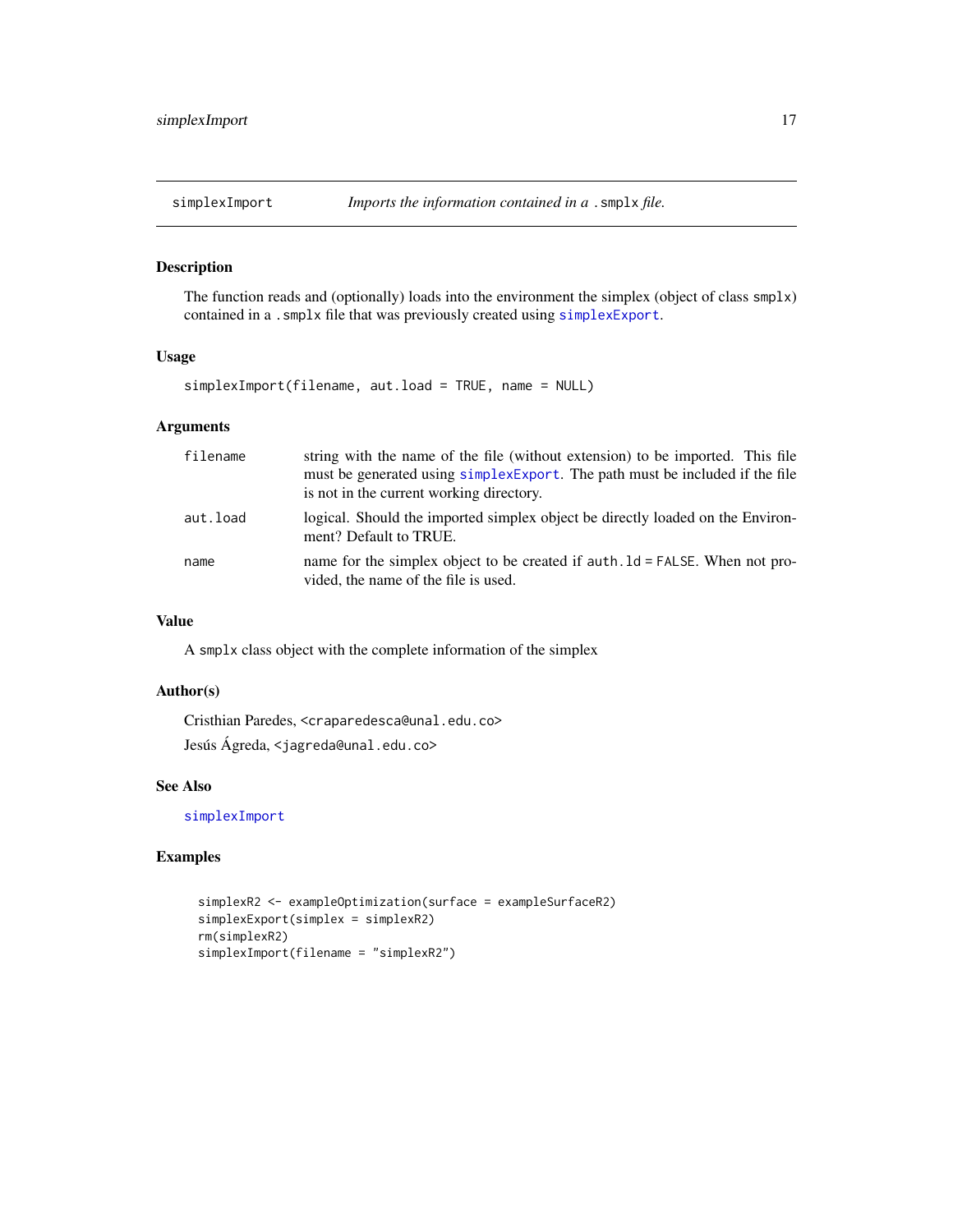## simplexImport — *Imports the information contained in a `.smplx` file.*

### Description

The function reads and (optionally) loads into the environment the simplex (object of class `smplx`) contained in a `.smplx` file that was previously created using `simplexExport`.

### Usage

```
simplexImport(filename, aut.load = TRUE, name = NULL)
```

### Arguments

| | |
|---|---|
| `filename` | string with the name of the file (without extension) to be imported. This file must be generated using `simplexExport`. The path must be included if the file is not in the current working directory. |
| `aut.load` | logical. Should the imported simplex object be directly loaded on the Environment? Default to TRUE. |
| `name` | name for the simplex object to be created if `auth.ld = FALSE`. When not provided, the name of the file is used. |

### Value

A `smplx` class object with the complete information of the simplex

### Author(s)

Cristhian Paredes, <`craparedesca@unal.edu.co`>

Jesús Ágreda, <`jagreda@unal.edu.co`>

### See Also

`simplexImport`

### Examples

```
simplexR2 <- exampleOptimization(surface = exampleSurfaceR2)
simplexExport(simplex = simplexR2)
rm(simplexR2)
simplexImport(filename = "simplexR2")
```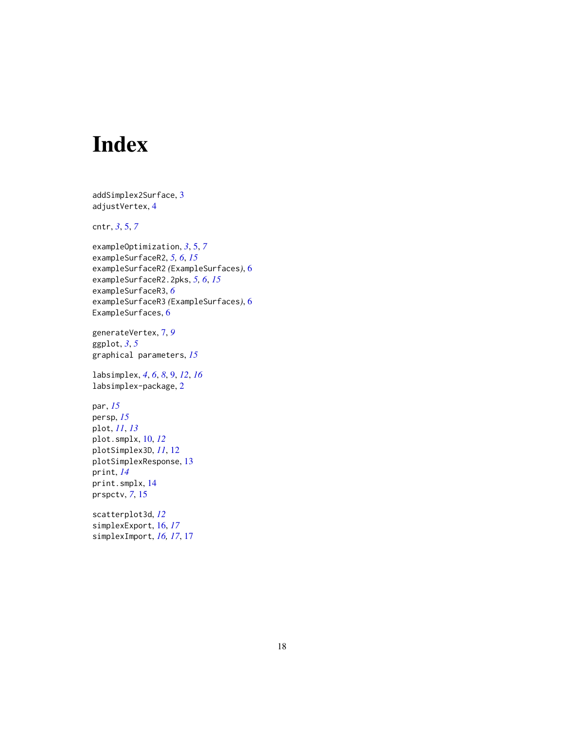# Index

addSimplex2Surface, 3
adjustVertex, 4

cntr, *3*, 5, *7*

exampleOptimization, *3*, 5, *7*
exampleSurfaceR2, *5, 6*, *15*
exampleSurfaceR2 *(*ExampleSurfaces*)*, 6
exampleSurfaceR2.2pks, *5, 6*, *15*
exampleSurfaceR3, *6*
exampleSurfaceR3 *(*ExampleSurfaces*)*, 6
ExampleSurfaces, 6

generateVertex, 7, *9*
ggplot, *3*, *5*
graphical parameters, *15*

labsimplex, *4*, *6*, *8*, 9, *12*, *16*
labsimplex-package, 2

par, *15*
persp, *15*
plot, *11*, *13*
plot.smplx, 10, *12*
plotSimplex3D, *11*, 12
plotSimplexResponse, 13
print, *14*
print.smplx, 14
prspctv, *7*, 15

scatterplot3d, *12*
simplexExport, 16, *17*
simplexImport, *16, 17*, 17